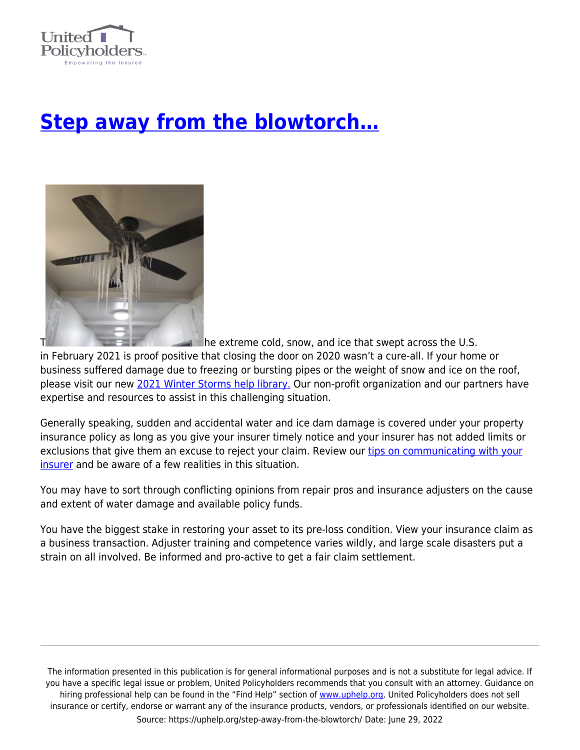# [Step away from the blowtorch…](https://uphelp.org/step-away-from-the-blowtorch/)

The extreme cold, snow, and ice that swept across the U.S. in February 2021 is proof positive that closing the door on 2020 wasn't a cure-all. If your home or business suffered damage due to freezing or bursting pipes or the weight of snow and ice on the roof, please visit our new [2021 Winter Storms help library.](#) Our non-profit organization and our partners have expertise and resources to assist in this challenging situation.

Generally speaking, sudden and accidental water and ice dam damage is covered under your property insurance policy as long as you give your insurer timely notice and your insurer has not added limits or exclusions that give them an excuse to reject your claim. Review our [tips on communicating with your insurer](#) and be aware of a few realities in this situation.

You may have to sort through conflicting opinions from repair pros and insurance adjusters on the cause and extent of water damage and available policy funds.

You have the biggest stake in restoring your asset to its pre-loss condition. View your insurance claim as a business transaction. Adjuster training and competence varies wildly, and large scale disasters put a strain on all involved. Be informed and pro-active to get a fair claim settlement.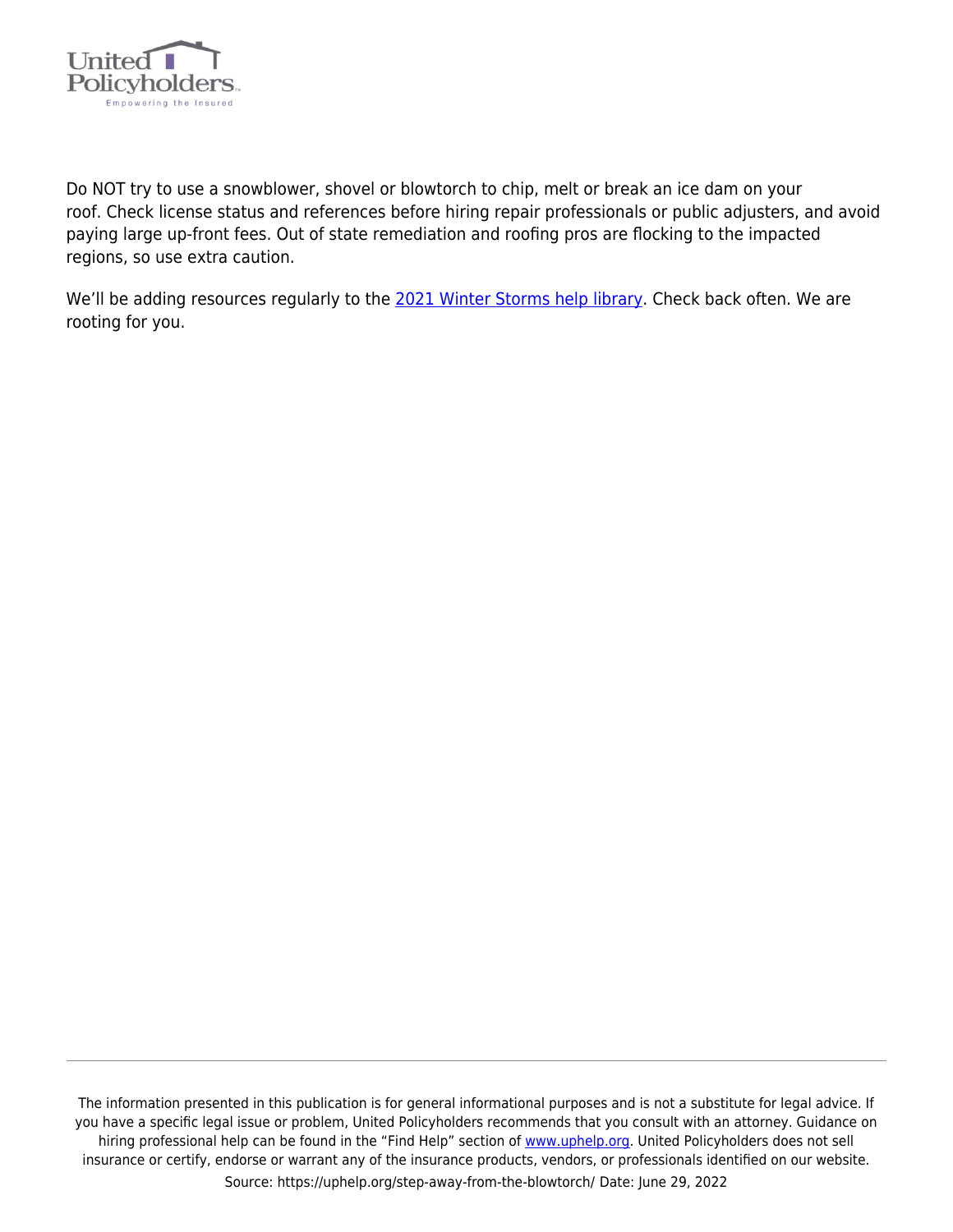Do NOT try to use a snowblower, shovel or blowtorch to chip, melt or break an ice dam on your roof. Check license status and references before hiring repair professionals or public adjusters, and avoid paying large up-front fees. Out of state remediation and roofing pros are flocking to the impacted regions, so use extra caution.

We'll be adding resources regularly to the [2021 Winter Storms help library](). Check back often. We are rooting for you.

The information presented in this publication is for general informational purposes and is not a substitute for legal advice. If you have a specific legal issue or problem, United Policyholders recommends that you consult with an attorney. Guidance on hiring professional help can be found in the "Find Help" section of [www.uphelp.org](http://www.uphelp.org). United Policyholders does not sell insurance or certify, endorse or warrant any of the insurance products, vendors, or professionals identified on our website.

Source: https://uphelp.org/step-away-from-the-blowtorch/ Date: June 29, 2022